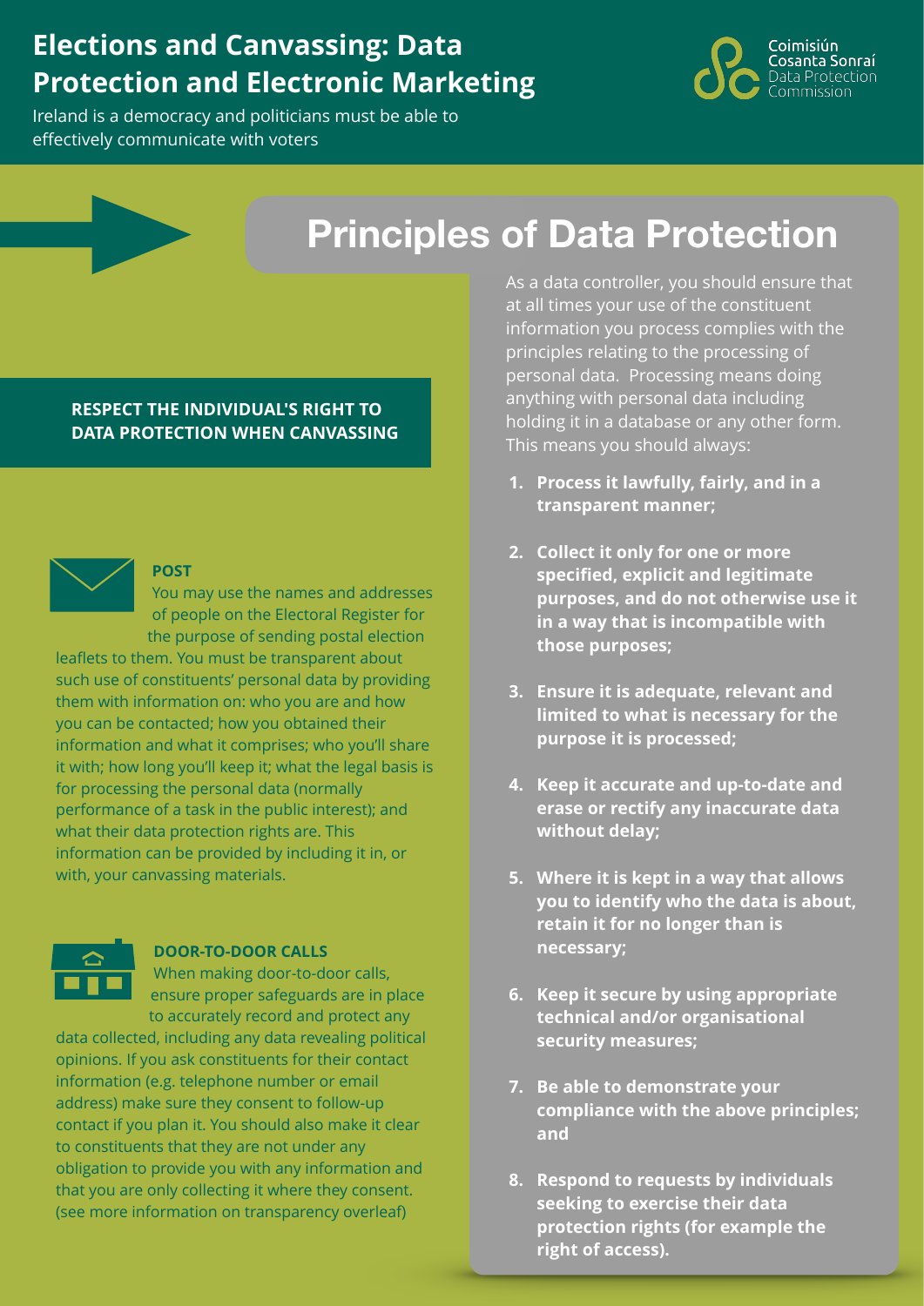# Elections and Canvassing: Data Protection and Electronic Marketing

Ireland is a democracy and politicians must be able to effectively communicate with voters

Coimisiún Cosanta Sonraí
Data Protection Commission

## RESPECT THE INDIVIDUAL'S RIGHT TO DATA PROTECTION WHEN CANVASSING

### POST

You may use the names and addresses of people on the Electoral Register for the purpose of sending postal election leaflets to them. You must be transparent about such use of constituents' personal data by providing them with information on: who you are and how you can be contacted; how you obtained their information and what it comprises; who you'll share it with; how long you'll keep it; what the legal basis is for processing the personal data (normally performance of a task in the public interest); and what their data protection rights are. This information can be provided by including it in, or with, your canvassing materials.

### DOOR-TO-DOOR CALLS

When making door-to-door calls, ensure proper safeguards are in place to accurately record and protect any data collected, including any data revealing political opinions. If you ask constituents for their contact information (e.g. telephone number or email address) make sure they consent to follow-up contact if you plan it. You should also make it clear to constituents that they are not under any obligation to provide you with any information and that you are only collecting it where they consent. (see more information on transparency overleaf)

## Principles of Data Protection

As a data controller, you should ensure that at all times your use of the constituent information you process complies with the principles relating to the processing of personal data. Processing means doing anything with personal data including holding it in a database or any other form. This means you should always:

1. **Process it lawfully, fairly, and in a transparent manner;**
2. **Collect it only for one or more specified, explicit and legitimate purposes, and do not otherwise use it in a way that is incompatible with those purposes;**
3. **Ensure it is adequate, relevant and limited to what is necessary for the purpose it is processed;**
4. **Keep it accurate and up-to-date and erase or rectify any inaccurate data without delay;**
5. **Where it is kept in a way that allows you to identify who the data is about, retain it for no longer than is necessary;**
6. **Keep it secure by using appropriate technical and/or organisational security measures;**
7. **Be able to demonstrate your compliance with the above principles; and**
8. **Respond to requests by individuals seeking to exercise their data protection rights (for example the right of access).**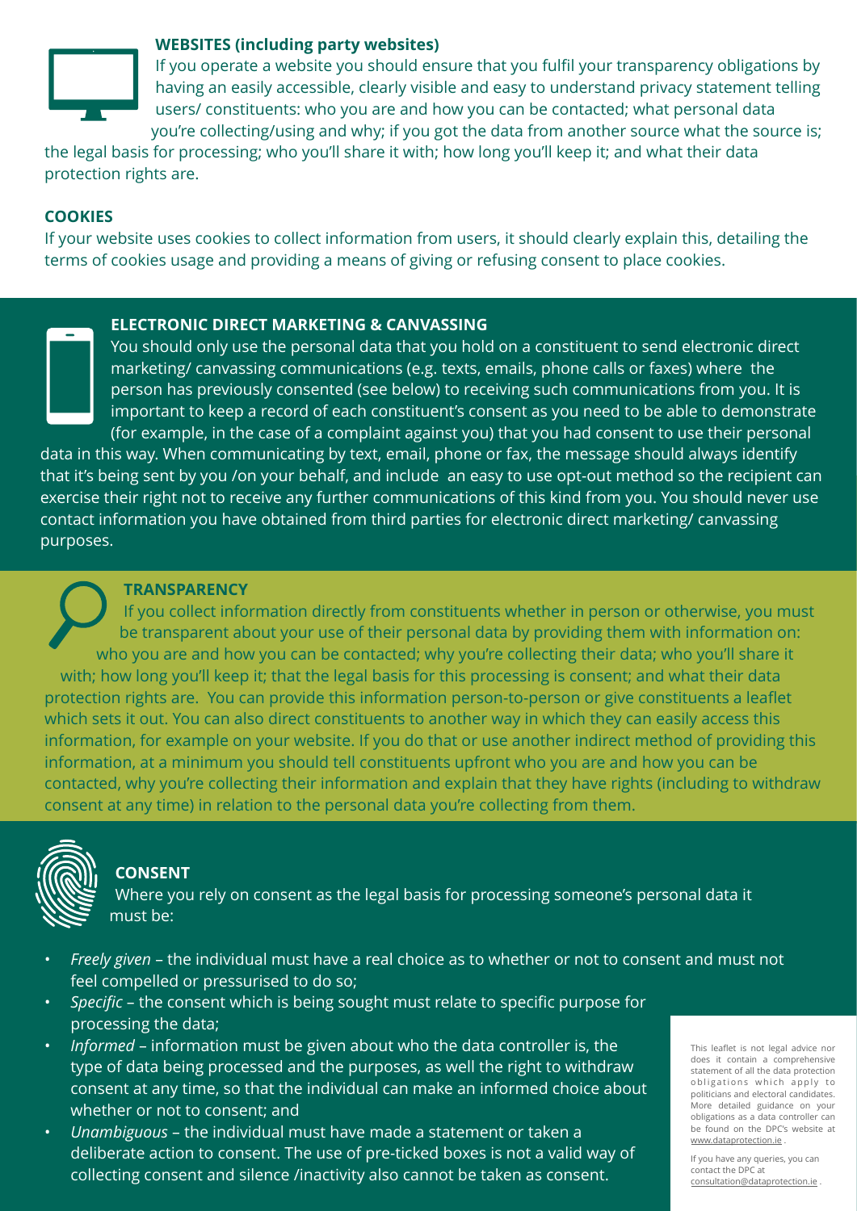## WEBSITES (including party websites)

If you operate a website you should ensure that you fulfil your transparency obligations by having an easily accessible, clearly visible and easy to understand privacy statement telling users/ constituents: who you are and how you can be contacted; what personal data you're collecting/using and why; if you got the data from another source what the source is; the legal basis for processing; who you'll share it with; how long you'll keep it; and what their data protection rights are.

## COOKIES

If your website uses cookies to collect information from users, it should clearly explain this, detailing the terms of cookies usage and providing a means of giving or refusing consent to place cookies.

## ELECTRONIC DIRECT MARKETING & CANVASSING

You should only use the personal data that you hold on a constituent to send electronic direct marketing/ canvassing communications (e.g. texts, emails, phone calls or faxes) where the person has previously consented (see below) to receiving such communications from you. It is important to keep a record of each constituent's consent as you need to be able to demonstrate (for example, in the case of a complaint against you) that you had consent to use their personal data in this way. When communicating by text, email, phone or fax, the message should always identify that it's being sent by you /on your behalf, and include an easy to use opt-out method so the recipient can exercise their right not to receive any further communications of this kind from you. You should never use contact information you have obtained from third parties for electronic direct marketing/ canvassing purposes.

## TRANSPARENCY

If you collect information directly from constituents whether in person or otherwise, you must be transparent about your use of their personal data by providing them with information on: who you are and how you can be contacted; why you're collecting their data; who you'll share it with; how long you'll keep it; that the legal basis for this processing is consent; and what their data protection rights are. You can provide this information person-to-person or give constituents a leaflet which sets it out. You can also direct constituents to another way in which they can easily access this information, for example on your website. If you do that or use another indirect method of providing this information, at a minimum you should tell constituents upfront who you are and how you can be contacted, why you're collecting their information and explain that they have rights (including to withdraw consent at any time) in relation to the personal data you're collecting from them.

## CONSENT

Where you rely on consent as the legal basis for processing someone's personal data it must be:

- *Freely given* – the individual must have a real choice as to whether or not to consent and must not feel compelled or pressurised to do so;
- *Specific* – the consent which is being sought must relate to specific purpose for processing the data;
- *Informed* – information must be given about who the data controller is, the type of data being processed and the purposes, as well the right to withdraw consent at any time, so that the individual can make an informed choice about whether or not to consent; and
- *Unambiguous* – the individual must have made a statement or taken a deliberate action to consent. The use of pre-ticked boxes is not a valid way of collecting consent and silence /inactivity also cannot be taken as consent.

This leaflet is not legal advice nor does it contain a comprehensive statement of all the data protection obligations which apply to politicians and electoral candidates. More detailed guidance on your obligations as a data controller can be found on the DPC's website at www.dataprotection.ie .

If you have any queries, you can contact the DPC at consultation@dataprotection.ie .